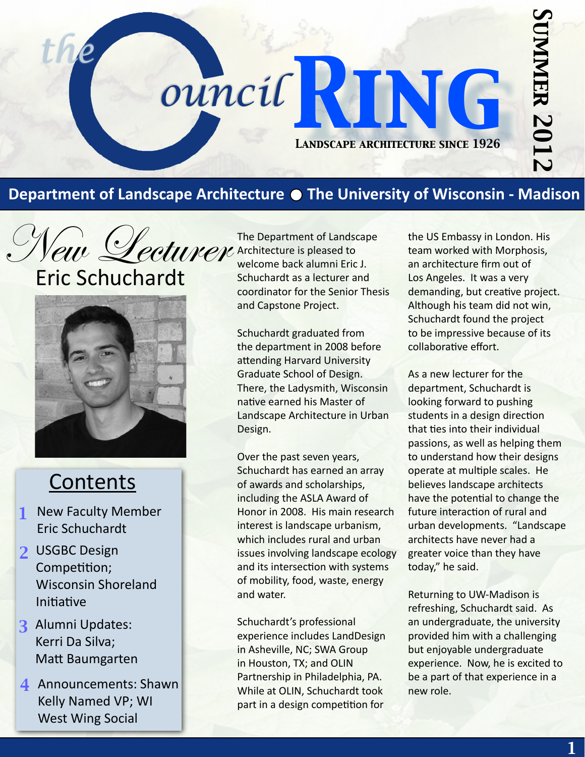# the Council RING

**Landscape architecture since 1926**

**Summer 2012**

**Department of Landscape Architecture ○ The University of Wisconsin - Madison**

## *New Lecturer*
## Eric Schuchardt

### Contents

1. New Faculty Member Eric Schuchardt
2. USGBC Design Competition; Wisconsin Shoreland Initiative
3. Alumni Updates: Kerri Da Silva; Matt Baumgarten
4. Announcements: Shawn Kelly Named VP; WI West Wing Social

The Department of Landscape Architecture is pleased to welcome back alumni Eric J. Schuchardt as a lecturer and coordinator for the Senior Thesis and Capstone Project.

Schuchardt graduated from the department in 2008 before attending Harvard University Graduate School of Design. There, the Ladysmith, Wisconsin native earned his Master of Landscape Architecture in Urban Design.

Over the past seven years, Schuchardt has earned an array of awards and scholarships, including the ASLA Award of Honor in 2008. His main research interest is landscape urbanism, which includes rural and urban issues involving landscape ecology and its intersection with systems of mobility, food, waste, energy and water.

Schuchardt's professional experience includes LandDesign in Asheville, NC; SWA Group in Houston, TX; and OLIN Partnership in Philadelphia, PA. While at OLIN, Schuchardt took part in a design competition for the US Embassy in London. His team worked with Morphosis, an architecture firm out of Los Angeles. It was a very demanding, but creative project. Although his team did not win, Schuchardt found the project to be impressive because of its collaborative effort.

As a new lecturer for the department, Schuchardt is looking forward to pushing students in a design direction that ties into their individual passions, as well as helping them to understand how their designs operate at multiple scales. He believes landscape architects have the potential to change the future interaction of rural and urban developments. "Landscape architects have never had a greater voice than they have today," he said.

Returning to UW-Madison is refreshing, Schuchardt said. As an undergraduate, the university provided him with a challenging but enjoyable undergraduate experience. Now, he is excited to be a part of that experience in a new role.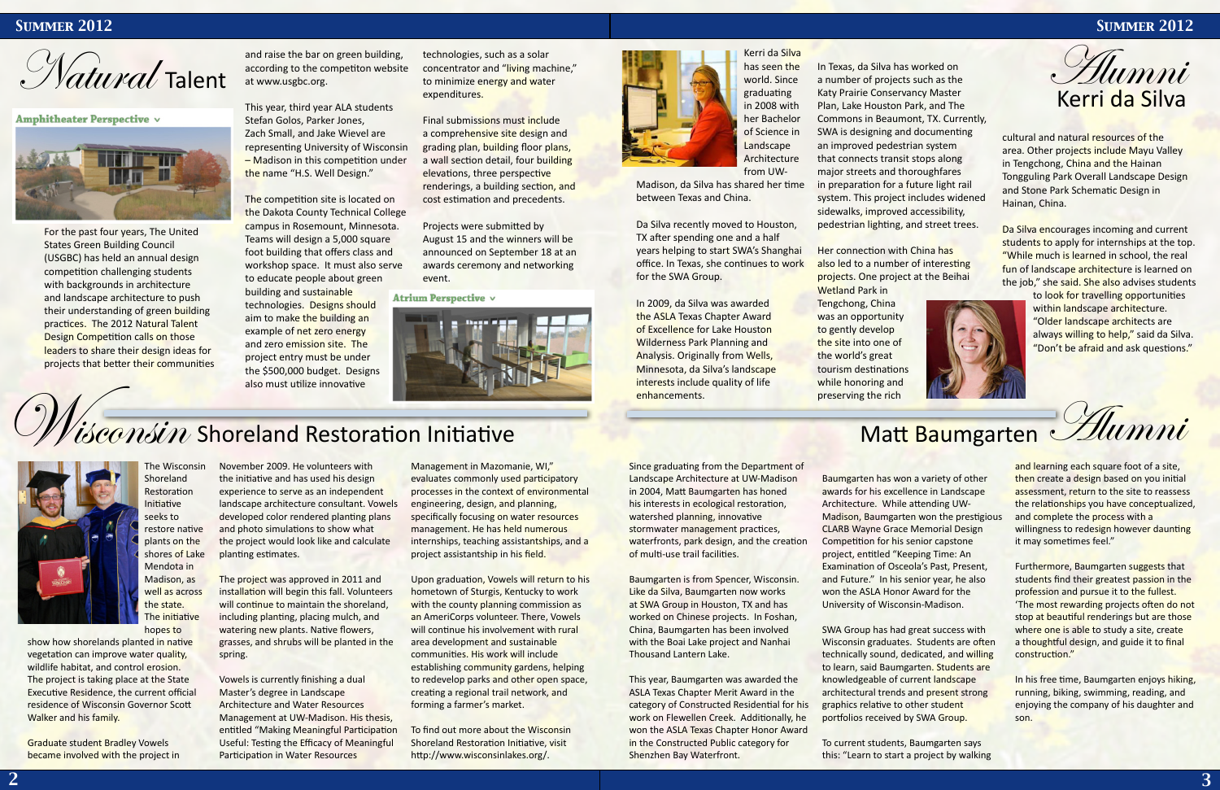# Natural Talent

Amphitheater Perspective

For the past four years, The United States Green Building Council (USGBC) has held an annual design competition challenging students with backgrounds in architecture and landscape architecture to push their understanding of green building practices. The 2012 Natural Talent Design Competition calls on those leaders to share their design ideas for projects that better their communities and raise the bar on green building, according to the competiton website at www.usgbc.org.

This year, third year ALA students Stefan Golos, Parker Jones, Zach Small, and Jake Wievel are representing University of Wisconsin – Madison in this competition under the name "H.S. Well Design."

The competition site is located on the Dakota County Technical College campus in Rosemount, Minnesota. Teams will design a 5,000 square foot building that offers class and workshop space. It must also serve to educate people about green building and sustainable technologies. Designs should aim to make the building an example of net zero energy and zero emission site. The project entry must be under the $500,000 budget. Designs also must utilize innovative technologies, such as a solar concentrator and "living machine," to minimize energy and water expenditures.

Final submissions must include a comprehensive site design and grading plan, building floor plans, a wall section detail, four building elevations, three perspective renderings, a building section, and cost estimation and precedents.

Projects were submitted by August 15 and the winners will be announced on September 18 at an awards ceremony and networking event.

Atrium Perspective

# Alumni Kerri da Silva

Kerri da Silva has seen the world. Since graduating in 2008 with her Bachelor of Science in Landscape Architecture from UW-Madison, da Silva has shared her time between Texas and China.

Da Silva recently moved to Houston, TX after spending one and a half years helping to start SWA's Shanghai office. In Texas, she continues to work for the SWA Group.

In 2009, da Silva was awarded the ASLA Texas Chapter Award of Excellence for Lake Houston Wilderness Park Planning and Analysis. Originally from Wells, Minnesota, da Silva's landscape interests include quality of life enhancements.

In Texas, da Silva has worked on a number of projects such as the Katy Prairie Conservancy Master Plan, Lake Houston Park, and The Commons in Beaumont, TX. Currently, SWA is designing and documenting an improved pedestrian system that connects transit stops along major streets and thoroughfares in preparation for a future light rail system. This project includes widened sidewalks, improved accessibility, pedestrian lighting, and street trees.

Her connection with China has also led to a number of interesting projects. One project at the Beihai Wetland Park in Tengchong, China was an opportunity to gently develop the site into one of the world's great tourism destinations while honoring and preserving the rich cultural and natural resources of the area. Other projects include Mayu Valley in Tengchong, China and the Hainan Tongguling Park Overall Landscape Design and Stone Park Schematic Design in Hainan, China.

Da Silva encourages incoming and current students to apply for internships at the top. "While much is learned in school, the real fun of landscape architecture is learned on the job," she said. She also advises students to look for travelling opportunities within landscape architecture. "Older landscape architects are always willing to help," said da Silva. "Don't be afraid and ask questions."

# Wisconsin Shoreland Restoration Initiative

The Wisconsin Shoreland Restoration Initiative seeks to restore native plants on the shores of Lake Mendota in Madison, as well as across the state. The initiative hopes to show how shorelands planted in native vegetation can improve water quality, wildlife habitat, and control erosion. The project is taking place at the State Executive Residence, the current official residence of Wisconsin Governor Scott Walker and his family.

Graduate student Bradley Vowels became involved with the project in November 2009. He volunteers with the initiative and has used his design experience to serve as an independent landscape architecture consultant. Vowels developed color rendered planting plans and photo simulations to show what the project would look like and calculate planting estimates.

The project was approved in 2011 and installation will begin this fall. Volunteers will continue to maintain the shoreland, including planting, placing mulch, and watering new plants. Native flowers, grasses, and shrubs will be planted in the spring.

Vowels is currently finishing a dual Master's degree in Landscape Architecture and Water Resources Management at UW-Madison. His thesis, entitled "Making Meaningful Participation Useful: Testing the Efficacy of Meaningful Participation in Water Resources Management in Mazomanie, WI," evaluates commonly used participatory processes in the context of environmental engineering, design, and planning, specifically focusing on water resources management. He has held numerous internships, teaching assistantships, and a project assistantship in his field.

Upon graduation, Vowels will return to his hometown of Sturgis, Kentucky to work with the county planning commission as an AmeriCorps volunteer. There, Vowels will continue his involvement with rural area development and sustainable communities. His work will include establishing community gardens, helping to redevelop parks and other open space, creating a regional trail network, and forming a farmer's market.

To find out more about the Wisconsin Shoreland Restoration Initiative, visit http://www.wisconsinlakes.org/.

# Matt Baumgarten Alumni

Since graduating from the Department of Landscape Architecture at UW-Madison in 2004, Matt Baumgarten has honed his interests in ecological restoration, watershed planning, innovative stormwater management practices, waterfronts, park design, and the creation of multi-use trail facilities.

Baumgarten is from Spencer, Wisconsin. Like da Silva, Baumgarten now works at SWA Group in Houston, TX and has worked on Chinese projects. In Foshan, China, Baumgarten has been involved with the Boai Lake project and Nanhai Thousand Lantern Lake.

This year, Baumgarten was awarded the ASLA Texas Chapter Merit Award in the category of Constructed Residential for his work on Flewellen Creek. Additionally, he won the ASLA Texas Chapter Honor Award in the Constructed Public category for Shenzhen Bay Waterfront.

Baumgarten has won a variety of other awards for his excellence in Landscape Architecture. While attending UW-Madison, Baumgarten won the prestigious CLARB Wayne Grace Memorial Design Competition for his senior capstone project, entitled "Keeping Time: An Examination of Osceola's Past, Present, and Future." In his senior year, he also won the ASLA Honor Award for the University of Wisconsin-Madison.

SWA Group has had great success with Wisconsin graduates. Students are often technically sound, dedicated, and willing to learn, said Baumgarten. Students are knowledgeable of current landscape architectural trends and present strong graphics relative to other student portfolios received by SWA Group.

To current students, Baumgarten says this: "Learn to start a project by walking and learning each square foot of a site, then create a design based on you initial assessment, return to the site to reassess the relationships you have conceptualized, and complete the process with a willingness to redesign however daunting it may sometimes feel."

Furthermore, Baumgarten suggests that students find their greatest passion in the profession and pursue it to the fullest. 'The most rewarding projects often do not stop at beautiful renderings but are those where one is able to study a site, create a thoughtful design, and guide it to final construction."

In his free time, Baumgarten enjoys hiking, running, biking, swimming, reading, and enjoying the company of his daughter and son.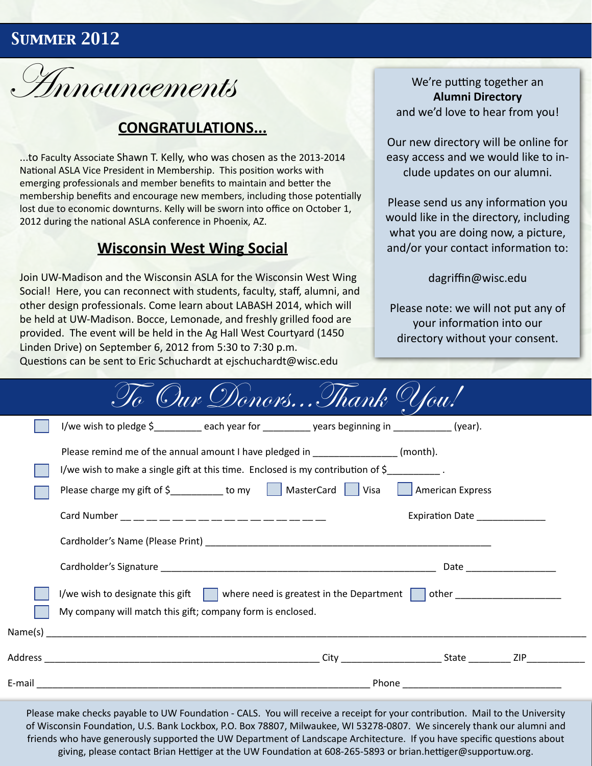## Summer 2012

# Announcements

### CONGRATULATIONS...

...to Faculty Associate Shawn T. Kelly, who was chosen as the 2013-2014 National ASLA Vice President in Membership. This position works with emerging professionals and member benefits to maintain and better the membership benefits and encourage new members, including those potentially lost due to economic downturns. Kelly will be sworn into office on October 1, 2012 during the national ASLA conference in Phoenix, AZ.

### Wisconsin West Wing Social

Join UW-Madison and the Wisconsin ASLA for the Wisconsin West Wing Social! Here, you can reconnect with students, faculty, staff, alumni, and other design professionals. Come learn about LABASH 2014, which will be held at UW-Madison. Bocce, Lemonade, and freshly grilled food are provided. The event will be held in the Ag Hall West Courtyard (1450 Linden Drive) on September 6, 2012 from 5:30 to 7:30 p.m. Questions can be sent to Eric Schuchardt at ejschuchardt@wisc.edu

We're putting together an **Alumni Directory** and we'd love to hear from you!

Our new directory will be online for easy access and we would like to include updates on our alumni.

Please send us any information you would like in the directory, including what you are doing now, a picture, and/or your contact information to:

dagriffin@wisc.edu

Please note: we will not put any of your information into our directory without your consent.

## To Our Donors...Thank You!

☐ I/we wish to pledge $_________ each year for _________ years beginning in ___________ (year).

Please remind me of the annual amount I have pledged in ________________ (month).

☐ I/we wish to make a single gift at this time. Enclosed is my contribution of $__________ .

☐ Please charge my gift of $__________ to my ☐ MasterCard ☐ Visa ☐ American Express

Card Number __ __ __ __ __ __ __ __ __ __ __ __ __ __ __ __ Expiration Date _____________

Cardholder's Name (Please Print) ________________________________________________________

Cardholder's Signature _____________________________________________________ Date _________________

☐ I/we wish to designate this gift ☐ where need is greatest in the Department ☐ other ___________________

☐ My company will match this gift; company form is enclosed.

Name(s) ______________________________________________________________________________________________

Address ____________________________________________________ City ___________________ State ________ ZIP___________

E-mail ____________________________________________________________ Phone ______________________________

Please make checks payable to UW Foundation - CALS. You will receive a receipt for your contribution. Mail to the University of Wisconsin Foundation, U.S. Bank Lockbox, P.O. Box 78807, Milwaukee, WI 53278-0807. We sincerely thank our alumni and friends who have generously supported the UW Department of Landscape Architecture. If you have specific questions about giving, please contact Brian Hettiger at the UW Foundation at 608-265-5893 or brian.hettiger@supportuw.org.